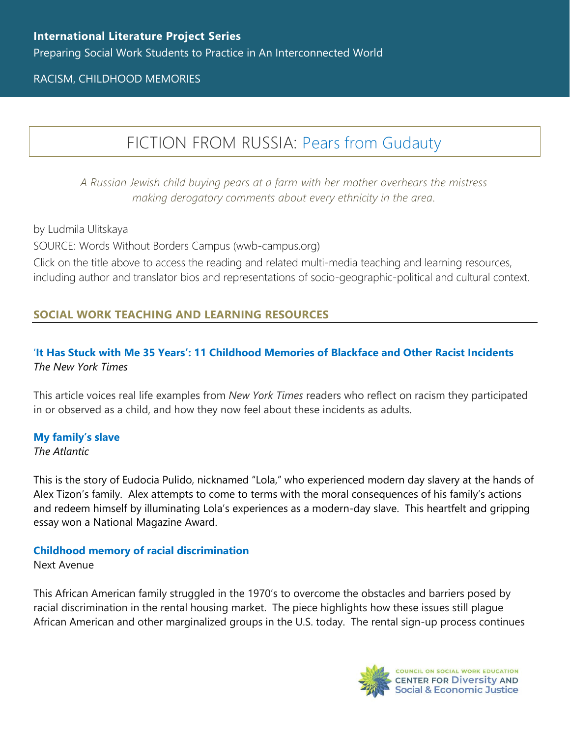**International Literature Project Series**

Preparing Social Work Students to Practice in An Interconnected World

RACISM, CHILDHOOD MEMORIES

# FICTION FROM RUSSIA: Pears from Gudauty

*A Russian Jewish child buying pears at a farm with her mother overhears the mistress making derogatory comments about every ethnicity in the area.*

by Ludmila Ulitskaya

SOURCE: Words Without Borders Campus (wwb-campus.org)

Click on the title above to access the reading and related multi-media teaching and learning resources, including author and translator bios and representations of socio-geographic-political and cultural context.

## SOCIAL WORK TEACHING AND LEARNING RESOURCES

### 'It Has Stuck with Me 35 Years': 11 Childhood Memories of Blackface and Other Racist Incidents

*The New York Times*

This article voices real life examples from *New York Times* readers who reflect on racism they participated in or observed as a child, and how they now feel about these incidents as adults.

### My family's slave

*The Atlantic*

This is the story of Eudocia Pulido, nicknamed "Lola," who experienced modern day slavery at the hands of Alex Tizon's family. Alex attempts to come to terms with the moral consequences of his family's actions and redeem himself by illuminating Lola's experiences as a modern-day slave. This heartfelt and gripping essay won a National Magazine Award.

### Childhood memory of racial discrimination

Next Avenue

This African American family struggled in the 1970's to overcome the obstacles and barriers posed by racial discrimination in the rental housing market. The piece highlights how these issues still plague African American and other marginalized groups in the U.S. today. The rental sign-up process continues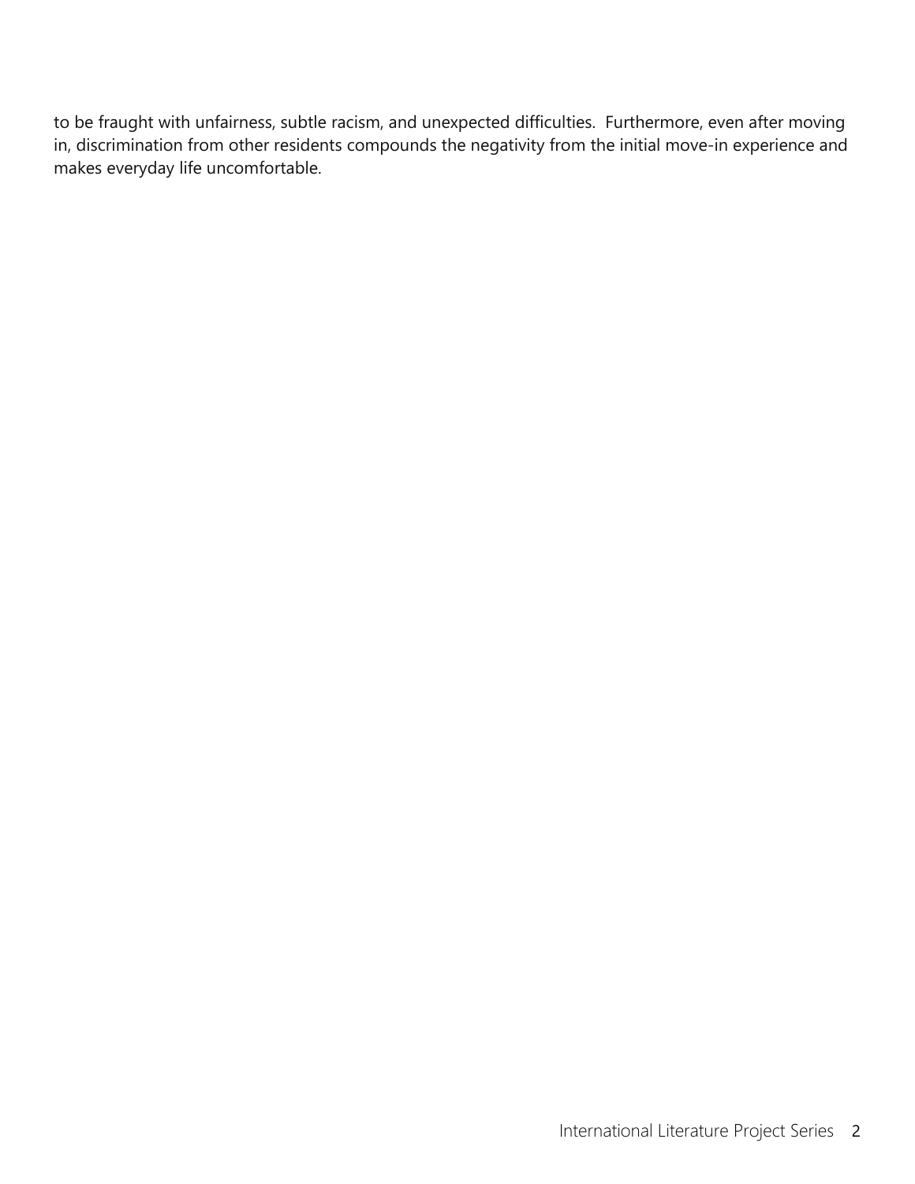to be fraught with unfairness, subtle racism, and unexpected difficulties.  Furthermore, even after moving in, discrimination from other residents compounds the negativity from the initial move-in experience and makes everyday life uncomfortable.